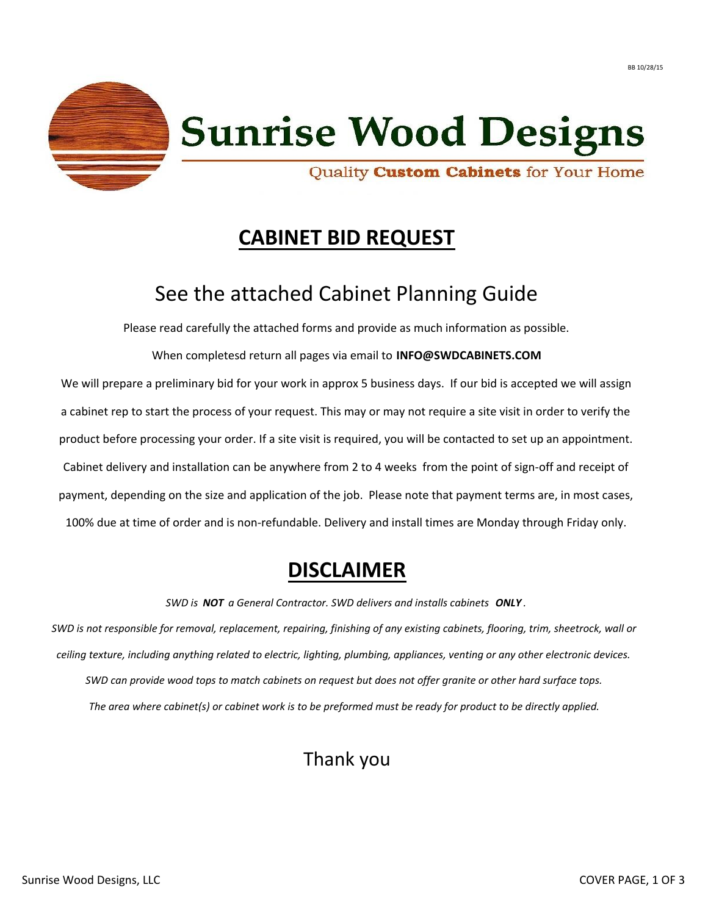BB 10/28/15

# Sunrise Wood Designs

Quality **Custom Cabinets** for Your Home

## CABINET BID REQUEST

## See the attached Cabinet Planning Guide

Please read carefully the attached forms and provide as much information as possible.

When completesd return all pages via email to **INFO@SWDCABINETS.COM**

We will prepare a preliminary bid for your work in approx 5 business days. If our bid is accepted we will assign a cabinet rep to start the process of your request. This may or may not require a site visit in order to verify the product before processing your order. If a site visit is required, you will be contacted to set up an appointment. Cabinet delivery and installation can be anywhere from 2 to 4 weeks from the point of sign-off and receipt of payment, depending on the size and application of the job. Please note that payment terms are, in most cases, 100% due at time of order and is non-refundable. Delivery and install times are Monday through Friday only.

## DISCLAIMER

*SWD is **NOT** a General Contractor. SWD delivers and installs cabinets **ONLY**.*

*SWD is not responsible for removal, replacement, repairing, finishing of any existing cabinets, flooring, trim, sheetrock, wall or ceiling texture, including anything related to electric, lighting, plumbing, appliances, venting or any other electronic devices.*

*SWD can provide wood tops to match cabinets on request but does not offer granite or other hard surface tops.*

*The area where cabinet(s) or cabinet work is to be preformed must be ready for product to be directly applied.*

## Thank you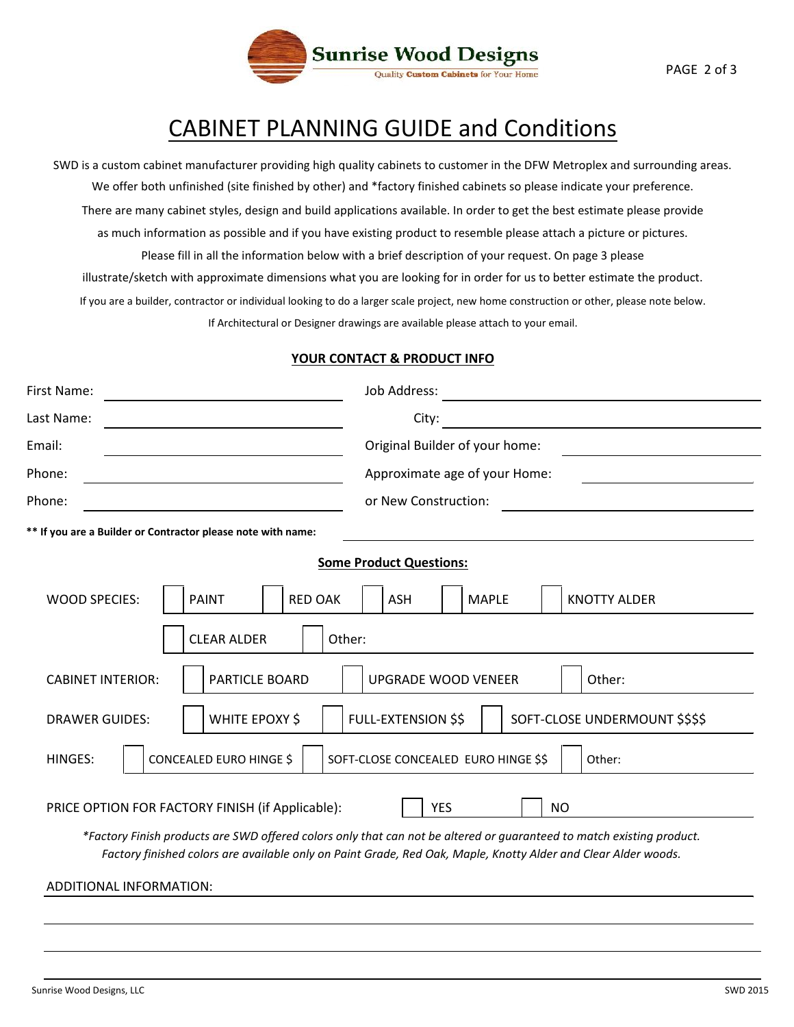Sunrise Wood Designs

Quality Custom Cabinets for Your Home

# CABINET PLANNING GUIDE and Conditions

SWD is a custom cabinet manufacturer providing high quality cabinets to customer in the DFW Metroplex and surrounding areas. We offer both unfinished (site finished by other) and *factory finished cabinets so please indicate your preference. There are many cabinet styles, design and build applications available. In order to get the best estimate please provide as much information as possible and if you have existing product to resemble please attach a picture or pictures. Please fill in all the information below with a brief description of your request. On page 3 please illustrate/sketch with approximate dimensions what you are looking for in order for us to better estimate the product.

If you are a builder, contractor or individual looking to do a larger scale project, new home construction or other, please note below.

If Architectural or Designer drawings are available please attach to your email.

## YOUR CONTACT & PRODUCT INFO

First Name: ____________________ Job Address: ____________________

Last Name: ____________________ City: ____________________

Email: ____________________ Original Builder of your home: ____________________

Phone: ____________________ Approximate age of your Home: ____________________

Phone: ____________________ or New Construction: ____________________

**** If you are a Builder or Contractor please note with name:** ____________________

### Some Product Questions:

WOOD SPECIES: ☐ PAINT ☐ RED OAK ☐ ASH ☐ MAPLE ☐ KNOTTY ALDER

☐ CLEAR ALDER ☐ Other: ____________________

CABINET INTERIOR: ☐ PARTICLE BOARD ☐ UPGRADE WOOD VENEER ☐ Other: ____________________

DRAWER GUIDES: ☐ WHITE EPOXY $ ☐ FULL-EXTENSION $$ ☐ SOFT-CLOSE UNDERMOUNT $$$$

HINGES: ☐ CONCEALED EURO HINGE $ ☐ SOFT-CLOSE CONCEALED EURO HINGE $$ ☐ Other: ____________________

PRICE OPTION FOR FACTORY FINISH (if Applicable): ☐ YES ☐ NO

*\*Factory Finish products are SWD offered colors only that can not be altered or guaranteed to match existing product. Factory finished colors are available only on Paint Grade, Red Oak, Maple, Knotty Alder and Clear Alder woods.*

ADDITIONAL INFORMATION: ____________________

____________________

____________________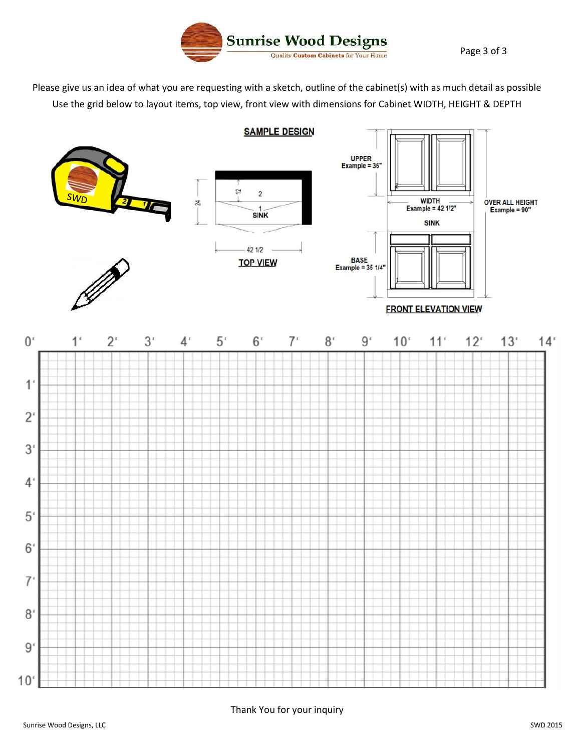Please give us an idea of what you are requesting with a sketch, outline of the cabinet(s) with as much detail as possible
Use the grid below to layout items, top view, front view with dimensions for Cabinet WIDTH, HEIGHT & DEPTH

**SAMPLE DESIGN**

12
2
24
1
SINK
42 1/2
**TOP VIEW**

UPPER
Example = 36"
WIDTH
Example = 42 1/2"
SINK
BASE
Example = 35 1/4"
OVER ALL HEIGHT
Example = 90"
**FRONT ELEVATION VIEW**

0' 1' 2' 3' 4' 5' 6' 7' 8' 9' 10' 11' 12' 13' 14'

1' 2' 3' 4' 5' 6' 7' 8' 9' 10'

Thank You for your inquiry

Sunrise Wood Designs, LLC

SWD 2015